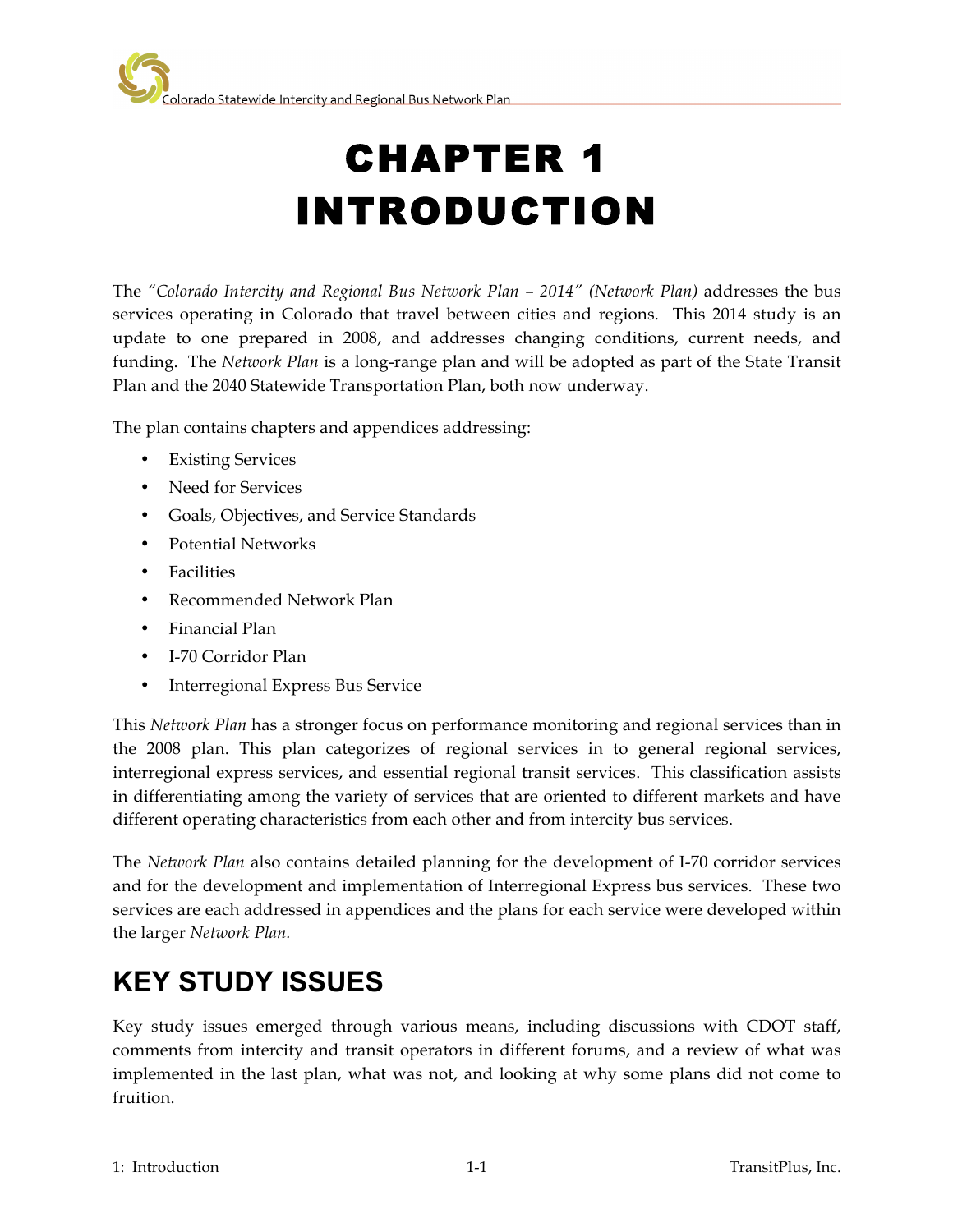# CHAPTER 1 INTRODUCTION

The *"Colorado Intercity and Regional Bus Network Plan – 2014" (Network Plan)* addresses the bus services operating in Colorado that travel between cities and regions. This 2014 study is an update to one prepared in 2008, and addresses changing conditions, current needs, and funding. The *Network Plan* is a long-range plan and will be adopted as part of the State Transit Plan and the 2040 Statewide Transportation Plan, both now underway.

The plan contains chapters and appendices addressing:

- Existing Services
- Need for Services
- Goals, Objectives, and Service Standards
- Potential Networks
- Facilities
- Recommended Network Plan
- Financial Plan
- I-70 Corridor Plan
- Interregional Express Bus Service

This *Network Plan* has a stronger focus on performance monitoring and regional services than in the 2008 plan. This plan categorizes of regional services in to general regional services, interregional express services, and essential regional transit services. This classification assists in differentiating among the variety of services that are oriented to different markets and have different operating characteristics from each other and from intercity bus services.

The *Network Plan* also contains detailed planning for the development of I-70 corridor services and for the development and implementation of Interregional Express bus services. These two services are each addressed in appendices and the plans for each service were developed within the larger *Network Plan.*

## KEY STUDY ISSUES

Key study issues emerged through various means, including discussions with CDOT staff, comments from intercity and transit operators in different forums, and a review of what was implemented in the last plan, what was not, and looking at why some plans did not come to fruition.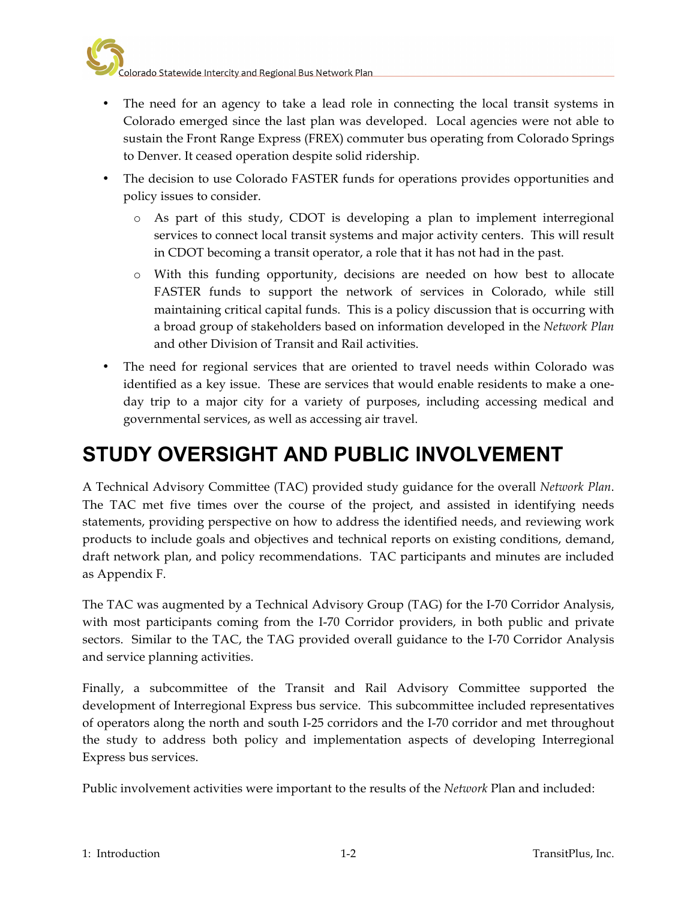- The need for an agency to take a lead role in connecting the local transit systems in Colorado emerged since the last plan was developed. Local agencies were not able to sustain the Front Range Express (FREX) commuter bus operating from Colorado Springs to Denver. It ceased operation despite solid ridership.
- The decision to use Colorado FASTER funds for operations provides opportunities and policy issues to consider.
  - As part of this study, CDOT is developing a plan to implement interregional services to connect local transit systems and major activity centers. This will result in CDOT becoming a transit operator, a role that it has not had in the past.
  - With this funding opportunity, decisions are needed on how best to allocate FASTER funds to support the network of services in Colorado, while still maintaining critical capital funds. This is a policy discussion that is occurring with a broad group of stakeholders based on information developed in the *Network Plan* and other Division of Transit and Rail activities.
- The need for regional services that are oriented to travel needs within Colorado was identified as a key issue. These are services that would enable residents to make a one-day trip to a major city for a variety of purposes, including accessing medical and governmental services, as well as accessing air travel.

# STUDY OVERSIGHT AND PUBLIC INVOLVEMENT

A Technical Advisory Committee (TAC) provided study guidance for the overall *Network Plan*. The TAC met five times over the course of the project, and assisted in identifying needs statements, providing perspective on how to address the identified needs, and reviewing work products to include goals and objectives and technical reports on existing conditions, demand, draft network plan, and policy recommendations. TAC participants and minutes are included as Appendix F.

The TAC was augmented by a Technical Advisory Group (TAG) for the I-70 Corridor Analysis, with most participants coming from the I-70 Corridor providers, in both public and private sectors. Similar to the TAC, the TAG provided overall guidance to the I-70 Corridor Analysis and service planning activities.

Finally, a subcommittee of the Transit and Rail Advisory Committee supported the development of Interregional Express bus service. This subcommittee included representatives of operators along the north and south I-25 corridors and the I-70 corridor and met throughout the study to address both policy and implementation aspects of developing Interregional Express bus services.

Public involvement activities were important to the results of the *Network* Plan and included: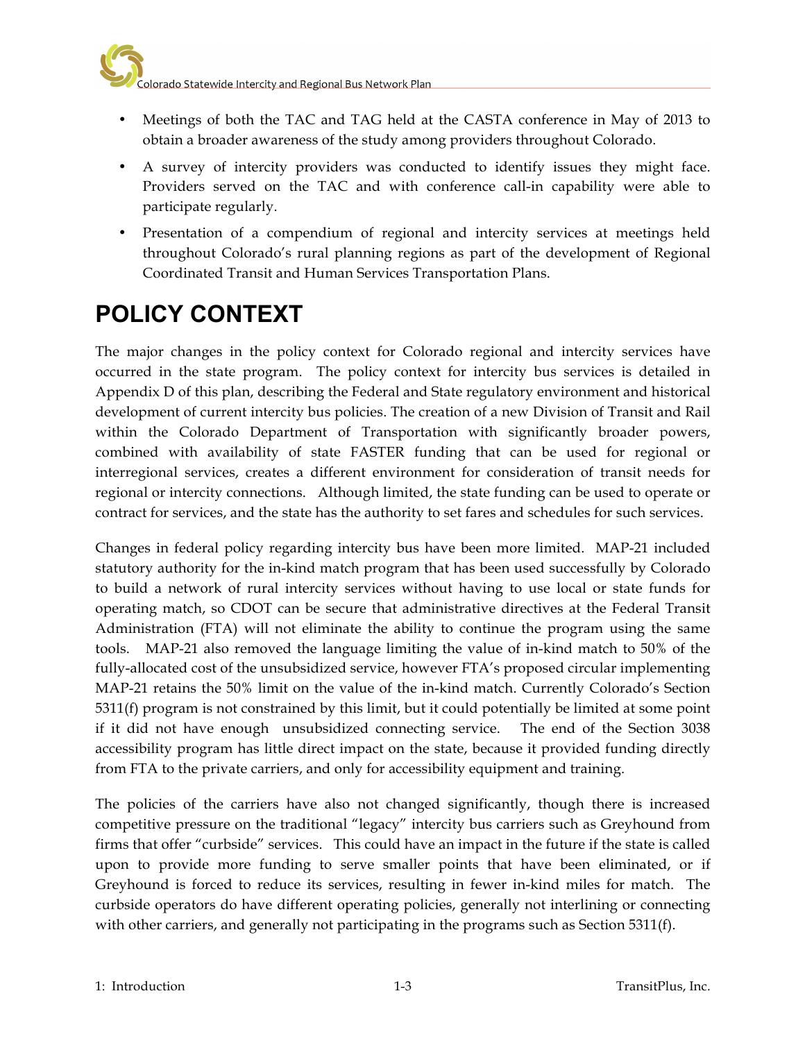- Meetings of both the TAC and TAG held at the CASTA conference in May of 2013 to obtain a broader awareness of the study among providers throughout Colorado.
- A survey of intercity providers was conducted to identify issues they might face. Providers served on the TAC and with conference call-in capability were able to participate regularly.
- Presentation of a compendium of regional and intercity services at meetings held throughout Colorado's rural planning regions as part of the development of Regional Coordinated Transit and Human Services Transportation Plans.

# POLICY CONTEXT

The major changes in the policy context for Colorado regional and intercity services have occurred in the state program. The policy context for intercity bus services is detailed in Appendix D of this plan, describing the Federal and State regulatory environment and historical development of current intercity bus policies. The creation of a new Division of Transit and Rail within the Colorado Department of Transportation with significantly broader powers, combined with availability of state FASTER funding that can be used for regional or interregional services, creates a different environment for consideration of transit needs for regional or intercity connections. Although limited, the state funding can be used to operate or contract for services, and the state has the authority to set fares and schedules for such services.

Changes in federal policy regarding intercity bus have been more limited. MAP-21 included statutory authority for the in-kind match program that has been used successfully by Colorado to build a network of rural intercity services without having to use local or state funds for operating match, so CDOT can be secure that administrative directives at the Federal Transit Administration (FTA) will not eliminate the ability to continue the program using the same tools. MAP-21 also removed the language limiting the value of in-kind match to 50% of the fully-allocated cost of the unsubsidized service, however FTA's proposed circular implementing MAP-21 retains the 50% limit on the value of the in-kind match. Currently Colorado's Section 5311(f) program is not constrained by this limit, but it could potentially be limited at some point if it did not have enough unsubsidized connecting service. The end of the Section 3038 accessibility program has little direct impact on the state, because it provided funding directly from FTA to the private carriers, and only for accessibility equipment and training.

The policies of the carriers have also not changed significantly, though there is increased competitive pressure on the traditional "legacy" intercity bus carriers such as Greyhound from firms that offer "curbside" services. This could have an impact in the future if the state is called upon to provide more funding to serve smaller points that have been eliminated, or if Greyhound is forced to reduce its services, resulting in fewer in-kind miles for match. The curbside operators do have different operating policies, generally not interlining or connecting with other carriers, and generally not participating in the programs such as Section 5311(f).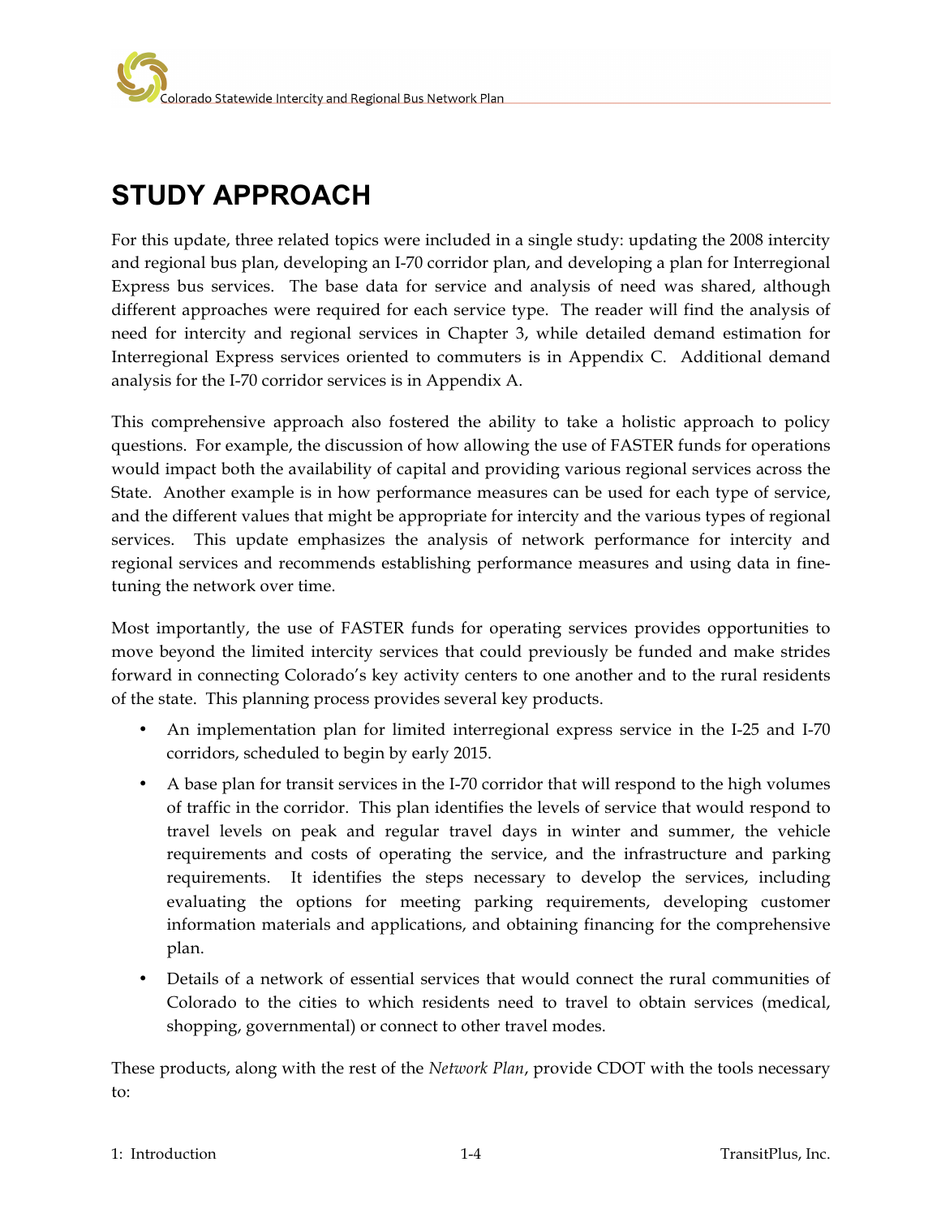# STUDY APPROACH

For this update, three related topics were included in a single study: updating the 2008 intercity and regional bus plan, developing an I-70 corridor plan, and developing a plan for Interregional Express bus services. The base data for service and analysis of need was shared, although different approaches were required for each service type. The reader will find the analysis of need for intercity and regional services in Chapter 3, while detailed demand estimation for Interregional Express services oriented to commuters is in Appendix C. Additional demand analysis for the I-70 corridor services is in Appendix A.

This comprehensive approach also fostered the ability to take a holistic approach to policy questions. For example, the discussion of how allowing the use of FASTER funds for operations would impact both the availability of capital and providing various regional services across the State. Another example is in how performance measures can be used for each type of service, and the different values that might be appropriate for intercity and the various types of regional services. This update emphasizes the analysis of network performance for intercity and regional services and recommends establishing performance measures and using data in fine-tuning the network over time.

Most importantly, the use of FASTER funds for operating services provides opportunities to move beyond the limited intercity services that could previously be funded and make strides forward in connecting Colorado's key activity centers to one another and to the rural residents of the state. This planning process provides several key products.

- An implementation plan for limited interregional express service in the I-25 and I-70 corridors, scheduled to begin by early 2015.
- A base plan for transit services in the I-70 corridor that will respond to the high volumes of traffic in the corridor. This plan identifies the levels of service that would respond to travel levels on peak and regular travel days in winter and summer, the vehicle requirements and costs of operating the service, and the infrastructure and parking requirements. It identifies the steps necessary to develop the services, including evaluating the options for meeting parking requirements, developing customer information materials and applications, and obtaining financing for the comprehensive plan.
- Details of a network of essential services that would connect the rural communities of Colorado to the cities to which residents need to travel to obtain services (medical, shopping, governmental) or connect to other travel modes.

These products, along with the rest of the *Network Plan*, provide CDOT with the tools necessary to: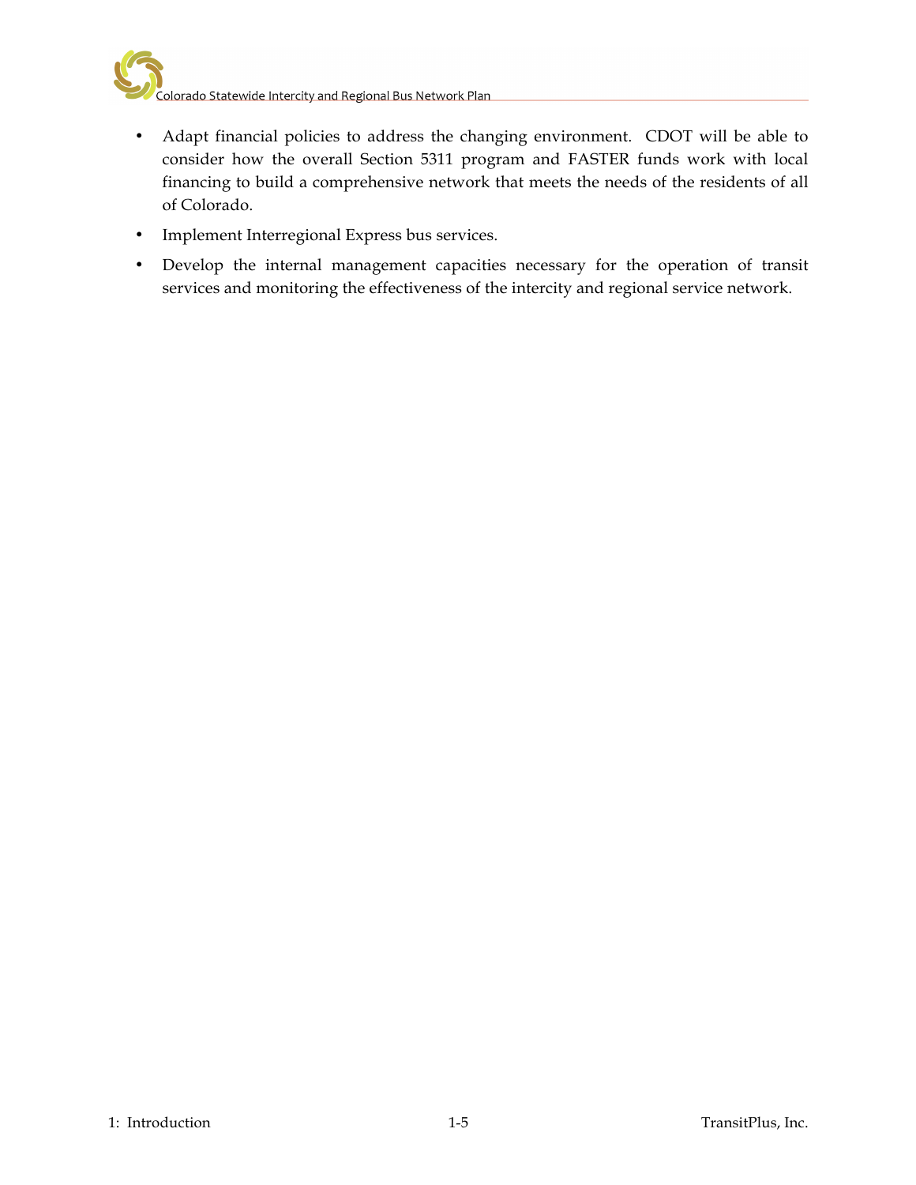- Adapt financial policies to address the changing environment. CDOT will be able to consider how the overall Section 5311 program and FASTER funds work with local financing to build a comprehensive network that meets the needs of the residents of all of Colorado.
- Implement Interregional Express bus services.
- Develop the internal management capacities necessary for the operation of transit services and monitoring the effectiveness of the intercity and regional service network.